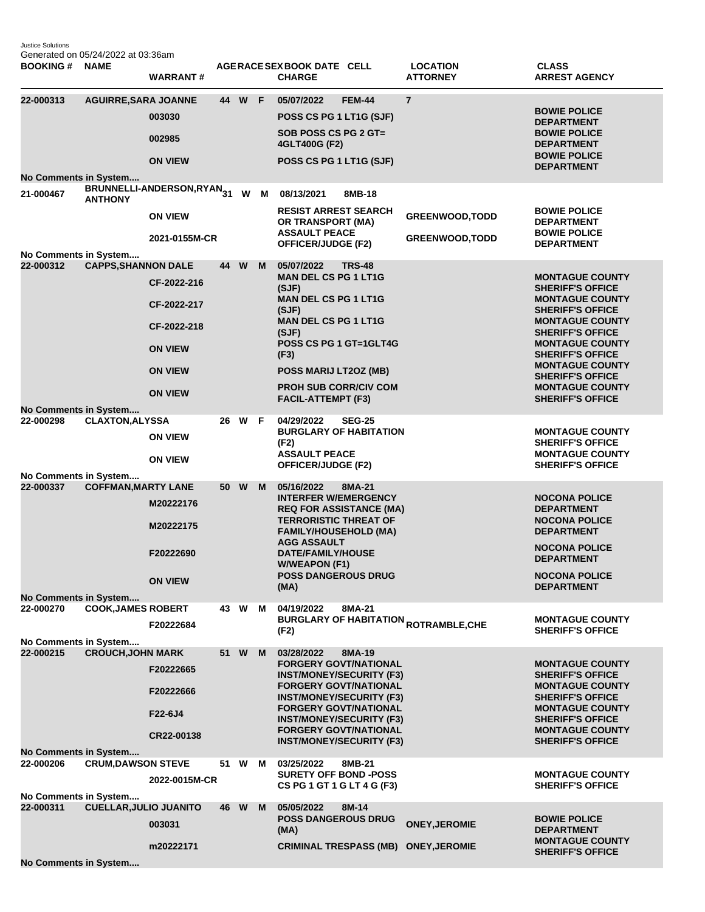Justice Solutions
Generated on 05/24/2022 at 03:36am

| BOOKING # | NAME | WARRANT # | AGE | RACE | SEX | BOOK DATE | CELL | CHARGE | LOCATION | ATTORNEY | CLASS | ARREST AGENCY |
|---|---|---|---|---|---|---|---|---|---|---|---|---|
| 22-000313 | AGUIRRE,SARA JOANNE | | 44 | W | F | 05/07/2022 | FEM-44 | | 7 | | | |
| | | 003030 | | | | | | POSS CS PG 1 LT1G (SJF) | | | | BOWIE POLICE DEPARTMENT |
| | | 002985 | | | | | | SOB POSS CS PG 2 GT= 4GLT400G (F2) | | | | BOWIE POLICE DEPARTMENT |
| | | ON VIEW | | | | | | POSS CS PG 1 LT1G (SJF) | | | | BOWIE POLICE DEPARTMENT |
| No Comments in System.... | | | | | | | | | | | | |
| 21-000467 | BRUNNELLI-ANDERSON,RYAN ANTHONY | | 31 | W | M | 08/13/2021 | 8MB-18 | | | | | |
| | | ON VIEW | | | | | | RESIST ARREST SEARCH OR TRANSPORT (MA) | | GREENWOOD,TODD | | BOWIE POLICE DEPARTMENT |
| | | 2021-0155M-CR | | | | | | ASSAULT PEACE OFFICER/JUDGE (F2) | | GREENWOOD,TODD | | BOWIE POLICE DEPARTMENT |
| No Comments in System.... | | | | | | | | | | | | |
| 22-000312 | CAPPS,SHANNON DALE | | 44 | W | M | 05/07/2022 | TRS-48 | | | | | |
| | | CF-2022-216 | | | | | | MAN DEL CS PG 1 LT1G (SJF) | | | | MONTAGUE COUNTY SHERIFF'S OFFICE |
| | | CF-2022-217 | | | | | | MAN DEL CS PG 1 LT1G (SJF) | | | | MONTAGUE COUNTY SHERIFF'S OFFICE |
| | | CF-2022-218 | | | | | | MAN DEL CS PG 1 LT1G (SJF) | | | | MONTAGUE COUNTY SHERIFF'S OFFICE |
| | | ON VIEW | | | | | | POSS CS PG 1 GT=1GLT4G (F3) | | | | MONTAGUE COUNTY SHERIFF'S OFFICE |
| | | ON VIEW | | | | | | POSS MARIJ LT2OZ (MB) | | | | MONTAGUE COUNTY SHERIFF'S OFFICE |
| | | ON VIEW | | | | | | PROH SUB CORR/CIV COM FACIL-ATTEMPT (F3) | | | | MONTAGUE COUNTY SHERIFF'S OFFICE |
| No Comments in System.... | | | | | | | | | | | | |
| 22-000298 | CLAXTON,ALYSSA | | 26 | W | F | 04/29/2022 | SEG-25 | | | | | |
| | | ON VIEW | | | | | | BURGLARY OF HABITATION (F2) | | | | MONTAGUE COUNTY SHERIFF'S OFFICE |
| | | ON VIEW | | | | | | ASSAULT PEACE OFFICER/JUDGE (F2) | | | | MONTAGUE COUNTY SHERIFF'S OFFICE |
| No Comments in System.... | | | | | | | | | | | | |
| 22-000337 | COFFMAN,MARTY LANE | | 50 | W | M | 05/16/2022 | 8MA-21 | | | | | |
| | | M20222176 | | | | | | INTERFER W/EMERGENCY REQ FOR ASSISTANCE (MA) | | | | NOCONA POLICE DEPARTMENT |
| | | M20222175 | | | | | | TERRORISTIC THREAT OF FAMILY/HOUSEHOLD (MA) | | | | NOCONA POLICE DEPARTMENT |
| | | F20222690 | | | | | | AGG ASSAULT DATE/FAMILY/HOUSE W/WEAPON (F1) | | | | NOCONA POLICE DEPARTMENT |
| | | ON VIEW | | | | | | POSS DANGEROUS DRUG (MA) | | | | NOCONA POLICE DEPARTMENT |
| No Comments in System.... | | | | | | | | | | | | |
| 22-000270 | COOK,JAMES ROBERT | | 43 | W | M | 04/19/2022 | 8MA-21 | | | | | |
| | | F20222684 | | | | | | BURGLARY OF HABITATION (F2) | | ROTRAMBLE,CHE | | MONTAGUE COUNTY SHERIFF'S OFFICE |
| No Comments in System.... | | | | | | | | | | | | |
| 22-000215 | CROUCH,JOHN MARK | | 51 | W | M | 03/28/2022 | 8MA-19 | | | | | |
| | | F20222665 | | | | | | FORGERY GOVT/NATIONAL INST/MONEY/SECURITY (F3) | | | | MONTAGUE COUNTY SHERIFF'S OFFICE |
| | | F20222666 | | | | | | FORGERY GOVT/NATIONAL INST/MONEY/SECURITY (F3) | | | | MONTAGUE COUNTY SHERIFF'S OFFICE |
| | | F22-6J4 | | | | | | FORGERY GOVT/NATIONAL INST/MONEY/SECURITY (F3) | | | | MONTAGUE COUNTY SHERIFF'S OFFICE |
| | | CR22-00138 | | | | | | FORGERY GOVT/NATIONAL INST/MONEY/SECURITY (F3) | | | | MONTAGUE COUNTY SHERIFF'S OFFICE |
| No Comments in System.... | | | | | | | | | | | | |
| 22-000206 | CRUM,DAWSON STEVE | | 51 | W | M | 03/25/2022 | 8MB-21 | | | | | |
| | | 2022-0015M-CR | | | | | | SURETY OFF BOND -POSS CS PG 1 GT 1 G LT 4 G (F3) | | | | MONTAGUE COUNTY SHERIFF'S OFFICE |
| No Comments in System.... | | | | | | | | | | | | |
| 22-000311 | CUELLAR,JULIO JUANITO | | 46 | W | M | 05/05/2022 | 8M-14 | | | | | |
| | | 003031 | | | | | | POSS DANGEROUS DRUG (MA) | | ONEY,JEROMIE | | BOWIE POLICE DEPARTMENT |
| | | m20222171 | | | | | | CRIMINAL TRESPASS (MB) | | ONEY,JEROMIE | | MONTAGUE COUNTY SHERIFF'S OFFICE |
| No Comments in System.... | | | | | | | | | | | | |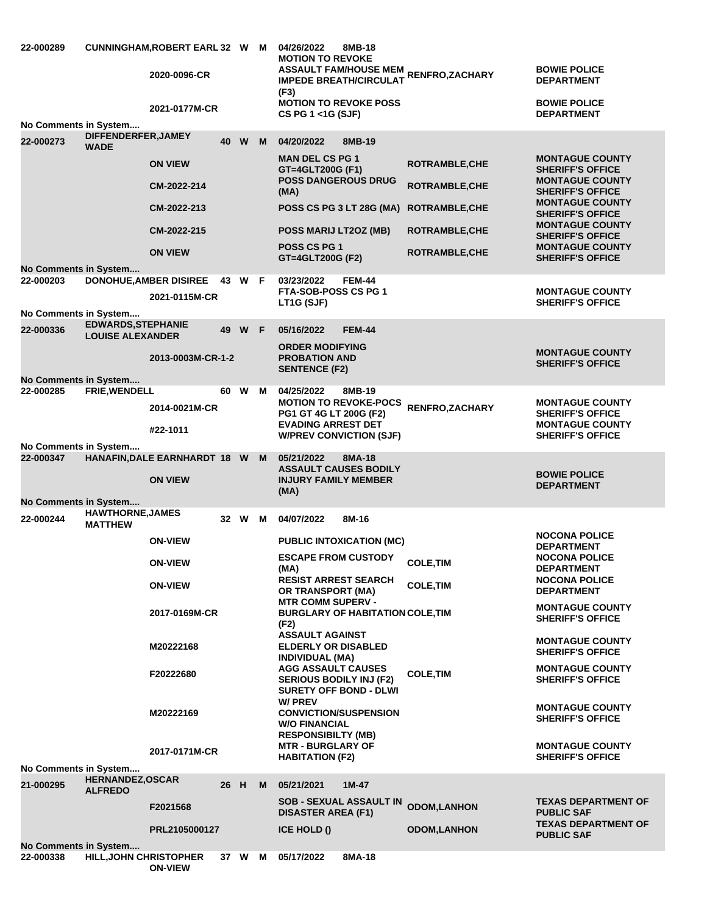| Booking # | Name | Age | Race | Sex | Date / Cause # | Charge | Officer | Agency |
|---|---|---|---|---|---|---|---|---|
| 22-000289 | CUNNINGHAM,ROBERT EARL | 32 | W | M | 04/26/2022 8MB-18 | | | |
| | | | | | 2020-0096-CR | MOTION TO REVOKE ASSAULT FAM/HOUSE MEM IMPEDE BREATH/CIRCULAT (F3) | RENFRO,ZACHARY | BOWIE POLICE DEPARTMENT |
| | | | | | 2021-0177M-CR | MOTION TO REVOKE POSS CS PG 1 <1G (SJF) | | BOWIE POLICE DEPARTMENT |
| No Comments in System.... | | | | | | | | |
| 22-000273 | DIFFENDERFER,JAMEY WADE | 40 | W | M | 04/20/2022 8MB-19 | | | |
| | | | | | ON VIEW | MAN DEL CS PG 1 GT=4GLT200G (F1) | ROTRAMBLE,CHE | MONTAGUE COUNTY SHERIFF'S OFFICE |
| | | | | | CM-2022-214 | POSS DANGEROUS DRUG (MA) | ROTRAMBLE,CHE | MONTAGUE COUNTY SHERIFF'S OFFICE |
| | | | | | CM-2022-213 | POSS CS PG 3 LT 28G (MA) | ROTRAMBLE,CHE | MONTAGUE COUNTY SHERIFF'S OFFICE |
| | | | | | CM-2022-215 | POSS MARIJ LT2OZ (MB) | ROTRAMBLE,CHE | MONTAGUE COUNTY SHERIFF'S OFFICE |
| | | | | | ON VIEW | POSS CS PG 1 GT=4GLT200G (F2) | ROTRAMBLE,CHE | MONTAGUE COUNTY SHERIFF'S OFFICE |
| No Comments in System.... | | | | | | | | |
| 22-000203 | DONOHUE,AMBER DISIREE | 43 | W | F | 03/23/2022 FEM-44 | | | |
| | | | | | 2021-0115M-CR | FTA-SOB-POSS CS PG 1 LT1G (SJF) | | MONTAGUE COUNTY SHERIFF'S OFFICE |
| No Comments in System.... | | | | | | | | |
| 22-000336 | EDWARDS,STEPHANIE LOUISE ALEXANDER | 49 | W | F | 05/16/2022 FEM-44 | | | |
| | | | | | 2013-0003M-CR-1-2 | ORDER MODIFYING PROBATION AND SENTENCE (F2) | | MONTAGUE COUNTY SHERIFF'S OFFICE |
| No Comments in System.... | | | | | | | | |
| 22-000285 | FRIE,WENDELL | 60 | W | M | 04/25/2022 8MB-19 | | | |
| | | | | | 2014-0021M-CR | MOTION TO REVOKE-POCS PG1 GT 4G LT 200G (F2) | RENFRO,ZACHARY | MONTAGUE COUNTY SHERIFF'S OFFICE |
| | | | | | #22-1011 | EVADING ARREST DET W/PREV CONVICTION (SJF) | | MONTAGUE COUNTY SHERIFF'S OFFICE |
| No Comments in System.... | | | | | | | | |
| 22-000347 | HANAFIN,DALE EARNHARDT | 18 | W | M | 05/21/2022 8MA-18 | | | |
| | | | | | ON VIEW | ASSAULT CAUSES BODILY INJURY FAMILY MEMBER (MA) | | BOWIE POLICE DEPARTMENT |
| No Comments in System.... | | | | | | | | |
| 22-000244 | HAWTHORNE,JAMES MATTHEW | 32 | W | M | 04/07/2022 8M-16 | | | |
| | | | | | ON-VIEW | PUBLIC INTOXICATION (MC) | | NOCONA POLICE DEPARTMENT |
| | | | | | ON-VIEW | ESCAPE FROM CUSTODY (MA) | COLE,TIM | NOCONA POLICE DEPARTMENT |
| | | | | | ON-VIEW | RESIST ARREST SEARCH OR TRANSPORT (MA) | COLE,TIM | NOCONA POLICE DEPARTMENT |
| | | | | | 2017-0169M-CR | MTR COMM SUPERV - BURGLARY OF HABITATION (F2) | COLE,TIM | MONTAGUE COUNTY SHERIFF'S OFFICE |
| | | | | | M20222168 | ASSAULT AGAINST ELDERLY OR DISABLED INDIVIDUAL (MA) | | MONTAGUE COUNTY SHERIFF'S OFFICE |
| | | | | | F20222680 | AGG ASSAULT CAUSES SERIOUS BODILY INJ (F2) | COLE,TIM | MONTAGUE COUNTY SHERIFF'S OFFICE |
| | | | | | M20222169 | SURETY OFF BOND - DLWI W/ PREV CONVICTION/SUSPENSION W/O FINANCIAL RESPONSIBILTY (MB) | | MONTAGUE COUNTY SHERIFF'S OFFICE |
| | | | | | 2017-0171M-CR | MTR - BURGLARY OF HABITATION (F2) | | MONTAGUE COUNTY SHERIFF'S OFFICE |
| No Comments in System.... | | | | | | | | |
| 21-000295 | HERNANDEZ,OSCAR ALFREDO | 26 | H | M | 05/21/2021 1M-47 | | | |
| | | | | | F2021568 | SOB - SEXUAL ASSAULT IN DISASTER AREA (F1) | ODOM,LANHON | TEXAS DEPARTMENT OF PUBLIC SAF |
| | | | | | PRL2105000127 | ICE HOLD () | ODOM,LANHON | TEXAS DEPARTMENT OF PUBLIC SAF |
| No Comments in System.... | | | | | | | | |
| 22-000338 | HILL,JOHN CHRISTOPHER | 37 | W | M | 05/17/2022 8MA-18 | | | |
| | | | | | ON-VIEW | | | |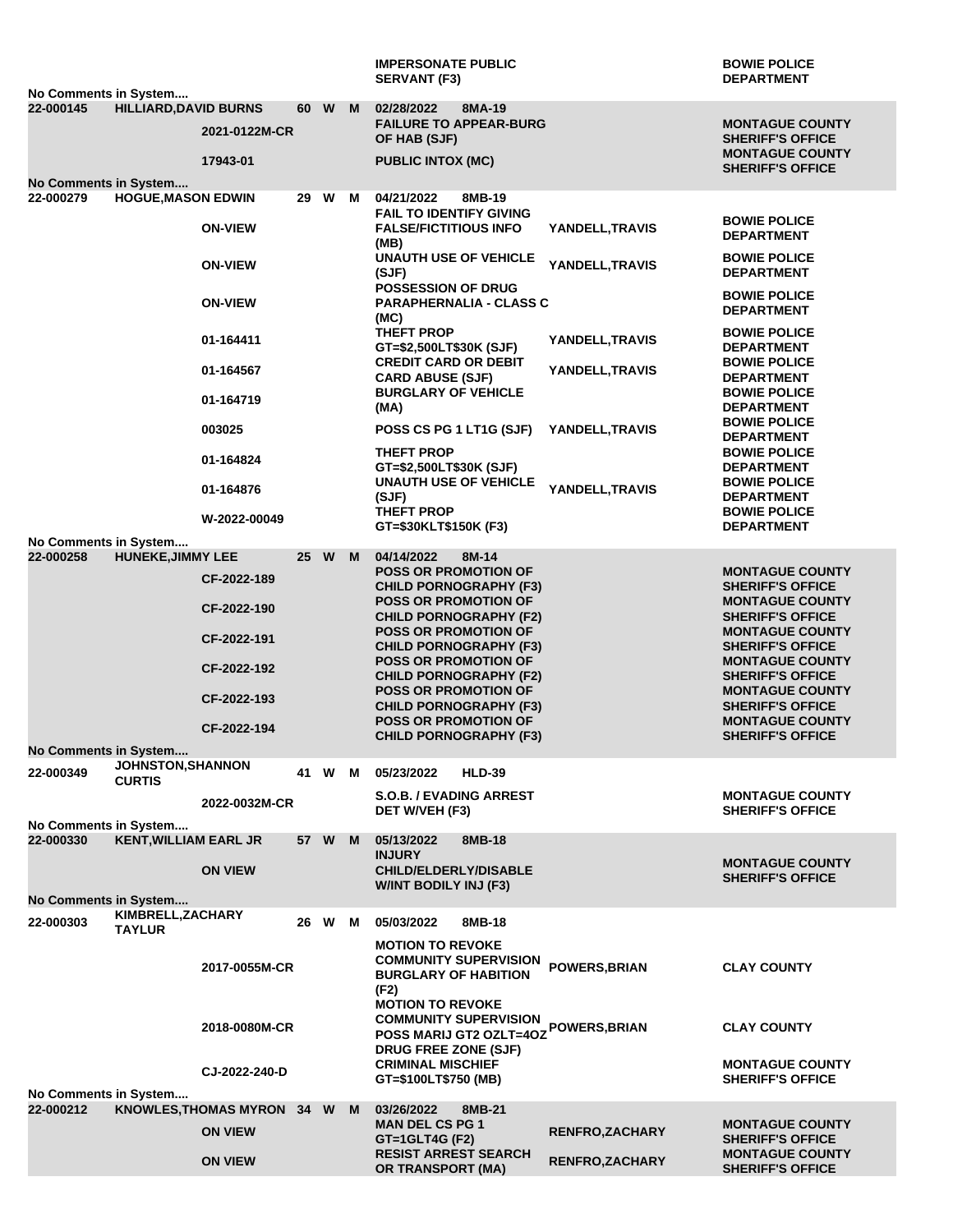| | | | | | | | | |
|---|---|---|---|---|---|---|---|---|
| | | | | | IMPERSONATE PUBLIC SERVANT (F3) | | BOWIE POLICE DEPARTMENT |
| No Comments in System.... | | | | | | | |
| 22-000145 | HILLIARD,DAVID BURNS | | 60 | W | M | 02/28/2022 8MA-19 | | |
| | | 2021-0122M-CR | | | | FAILURE TO APPEAR-BURG OF HAB (SJF) | | MONTAGUE COUNTY SHERIFF'S OFFICE |
| | | 17943-01 | | | | PUBLIC INTOX (MC) | | MONTAGUE COUNTY SHERIFF'S OFFICE |
| No Comments in System.... | | | | | | | | |
| 22-000279 | HOGUE,MASON EDWIN | | 29 | W | M | 04/21/2022 8MB-19 | | |
| | | ON-VIEW | | | | FAIL TO IDENTIFY GIVING FALSE/FICTITIOUS INFO (MB) | YANDELL,TRAVIS | BOWIE POLICE DEPARTMENT |
| | | ON-VIEW | | | | UNAUTH USE OF VEHICLE (SJF) | YANDELL,TRAVIS | BOWIE POLICE DEPARTMENT |
| | | ON-VIEW | | | | POSSESSION OF DRUG PARAPHERNALIA - CLASS C (MC) | | BOWIE POLICE DEPARTMENT |
| | | 01-164411 | | | | THEFT PROP GT=$2,500LT$30K (SJF) | YANDELL,TRAVIS | BOWIE POLICE DEPARTMENT |
| | | 01-164567 | | | | CREDIT CARD OR DEBIT CARD ABUSE (SJF) | YANDELL,TRAVIS | BOWIE POLICE DEPARTMENT |
| | | 01-164719 | | | | BURGLARY OF VEHICLE (MA) | | BOWIE POLICE DEPARTMENT |
| | | 003025 | | | | POSS CS PG 1 LT1G (SJF) | YANDELL,TRAVIS | BOWIE POLICE DEPARTMENT |
| | | 01-164824 | | | | THEFT PROP GT=$2,500LT$30K (SJF) | | BOWIE POLICE DEPARTMENT |
| | | 01-164876 | | | | UNAUTH USE OF VEHICLE (SJF) | YANDELL,TRAVIS | BOWIE POLICE DEPARTMENT |
| | | W-2022-00049 | | | | THEFT PROP GT=$30KLT$150K (F3) | | BOWIE POLICE DEPARTMENT |
| No Comments in System.... | | | | | | | | |
| 22-000258 | HUNEKE,JIMMY LEE | | 25 | W | M | 04/14/2022 8M-14 | | |
| | | CF-2022-189 | | | | POSS OR PROMOTION OF CHILD PORNOGRAPHY (F3) | | MONTAGUE COUNTY SHERIFF'S OFFICE |
| | | CF-2022-190 | | | | POSS OR PROMOTION OF CHILD PORNOGRAPHY (F2) | | MONTAGUE COUNTY SHERIFF'S OFFICE |
| | | CF-2022-191 | | | | POSS OR PROMOTION OF CHILD PORNOGRAPHY (F3) | | MONTAGUE COUNTY SHERIFF'S OFFICE |
| | | CF-2022-192 | | | | POSS OR PROMOTION OF CHILD PORNOGRAPHY (F2) | | MONTAGUE COUNTY SHERIFF'S OFFICE |
| | | CF-2022-193 | | | | POSS OR PROMOTION OF CHILD PORNOGRAPHY (F3) | | MONTAGUE COUNTY SHERIFF'S OFFICE |
| | | CF-2022-194 | | | | POSS OR PROMOTION OF CHILD PORNOGRAPHY (F3) | | MONTAGUE COUNTY SHERIFF'S OFFICE |
| No Comments in System.... | | | | | | | | |
| 22-000349 | JOHNSTON,SHANNON CURTIS | | 41 | W | M | 05/23/2022 HLD-39 | | |
| | | 2022-0032M-CR | | | | S.O.B. / EVADING ARREST DET W/VEH (F3) | | MONTAGUE COUNTY SHERIFF'S OFFICE |
| No Comments in System.... | | | | | | | | |
| 22-000330 | KENT,WILLIAM EARL JR | | 57 | W | M | 05/13/2022 8MB-18 | | |
| | | ON VIEW | | | | INJURY CHILD/ELDERLY/DISABLE W/INT BODILY INJ (F3) | | MONTAGUE COUNTY SHERIFF'S OFFICE |
| No Comments in System.... | | | | | | | | |
| 22-000303 | KIMBRELL,ZACHARY TAYLUR | | 26 | W | M | 05/03/2022 8MB-18 | | |
| | | 2017-0055M-CR | | | | MOTION TO REVOKE COMMUNITY SUPERVISION BURGLARY OF HABITION (F2) | POWERS,BRIAN | CLAY COUNTY |
| | | 2018-0080M-CR | | | | MOTION TO REVOKE COMMUNITY SUPERVISION POSS MARIJ GT2 OZLT=4OZ DRUG FREE ZONE (SJF) | POWERS,BRIAN | CLAY COUNTY |
| | | CJ-2022-240-D | | | | CRIMINAL MISCHIEF GT=$100LT$750 (MB) | | MONTAGUE COUNTY SHERIFF'S OFFICE |
| No Comments in System.... | | | | | | | | |
| 22-000212 | KNOWLES,THOMAS MYRON | | 34 | W | M | 03/26/2022 8MB-21 | | |
| | | ON VIEW | | | | MAN DEL CS PG 1 GT=1GLT4G (F2) | RENFRO,ZACHARY | MONTAGUE COUNTY SHERIFF'S OFFICE |
| | | ON VIEW | | | | RESIST ARREST SEARCH OR TRANSPORT (MA) | RENFRO,ZACHARY | MONTAGUE COUNTY SHERIFF'S OFFICE |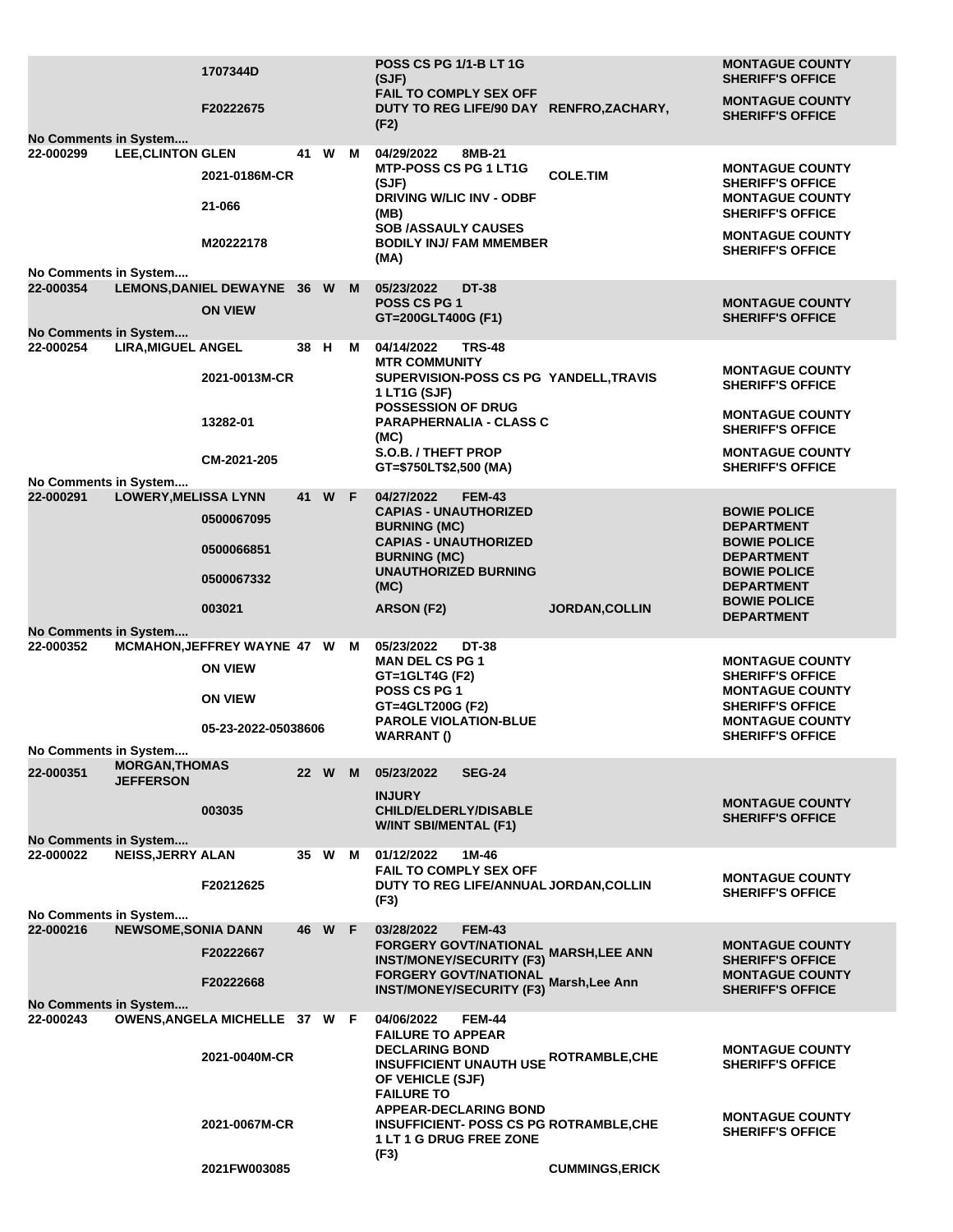| Booking # | Name | Warrant/Case # | Age | Race | Sex | Date / Charge | Judge/Officer | Agency |
|---|---|---|---|---|---|---|---|---|
| | | 1707344D | | | | POSS CS PG 1/1-B LT 1G (SJF) | | MONTAGUE COUNTY SHERIFF'S OFFICE |
| | | F20222675 | | | | FAIL TO COMPLY SEX OFF DUTY TO REG LIFE/90 DAY (F2) | RENFRO,ZACHARY, | MONTAGUE COUNTY SHERIFF'S OFFICE |
| No Comments in System.... | | | | | | | | |
| 22-000299 | LEE,CLINTON GLEN | | 41 | W | M | 04/29/2022 8MB-21 | | |
| | | 2021-0186M-CR | | | | MTP-POSS CS PG 1 LT1G (SJF) | COLE.TIM | MONTAGUE COUNTY SHERIFF'S OFFICE |
| | | 21-066 | | | | DRIVING W/LIC INV - ODBF (MB) | | MONTAGUE COUNTY SHERIFF'S OFFICE |
| | | M20222178 | | | | SOB /ASSAULY CAUSES BODILY INJ/ FAM MMEMBER (MA) | | MONTAGUE COUNTY SHERIFF'S OFFICE |
| No Comments in System.... | | | | | | | | |
| 22-000354 | LEMONS,DANIEL DEWAYNE | | 36 | W | M | 05/23/2022 DT-38 | | |
| | | ON VIEW | | | | POSS CS PG 1 GT=200GLT400G (F1) | | MONTAGUE COUNTY SHERIFF'S OFFICE |
| No Comments in System.... | | | | | | | | |
| 22-000254 | LIRA,MIGUEL ANGEL | | 38 | H | M | 04/14/2022 TRS-48 | | |
| | | 2021-0013M-CR | | | | MTR COMMUNITY SUPERVISION-POSS CS PG 1 LT1G (SJF) | YANDELL,TRAVIS | MONTAGUE COUNTY SHERIFF'S OFFICE |
| | | 13282-01 | | | | POSSESSION OF DRUG PARAPHERNALIA - CLASS C (MC) | | MONTAGUE COUNTY SHERIFF'S OFFICE |
| | | CM-2021-205 | | | | S.O.B. / THEFT PROP GT=$750LT$2,500 (MA) | | MONTAGUE COUNTY SHERIFF'S OFFICE |
| No Comments in System.... | | | | | | | | |
| 22-000291 | LOWERY,MELISSA LYNN | | 41 | W | F | 04/27/2022 FEM-43 | | |
| | | 0500067095 | | | | CAPIAS - UNAUTHORIZED BURNING (MC) | | BOWIE POLICE DEPARTMENT |
| | | 0500066851 | | | | CAPIAS - UNAUTHORIZED BURNING (MC) | | BOWIE POLICE DEPARTMENT |
| | | 0500067332 | | | | UNAUTHORIZED BURNING (MC) | | BOWIE POLICE DEPARTMENT |
| | | 003021 | | | | ARSON (F2) | JORDAN,COLLIN | BOWIE POLICE DEPARTMENT |
| No Comments in System.... | | | | | | | | |
| 22-000352 | MCMAHON,JEFFREY WAYNE | | 47 | W | M | 05/23/2022 DT-38 | | |
| | | ON VIEW | | | | MAN DEL CS PG 1 GT=1GLT4G (F2) | | MONTAGUE COUNTY SHERIFF'S OFFICE |
| | | ON VIEW | | | | POSS CS PG 1 GT=4GLT200G (F2) | | MONTAGUE COUNTY SHERIFF'S OFFICE |
| | | 05-23-2022-05038606 | | | | PAROLE VIOLATION-BLUE WARRANT () | | MONTAGUE COUNTY SHERIFF'S OFFICE |
| No Comments in System.... | | | | | | | | |
| 22-000351 | MORGAN,THOMAS JEFFERSON | | 22 | W | M | 05/23/2022 SEG-24 | | |
| | | 003035 | | | | INJURY CHILD/ELDERLY/DISABLE W/INT SBI/MENTAL (F1) | | MONTAGUE COUNTY SHERIFF'S OFFICE |
| No Comments in System.... | | | | | | | | |
| 22-000022 | NEISS,JERRY ALAN | | 35 | W | M | 01/12/2022 1M-46 | | |
| | | F20212625 | | | | FAIL TO COMPLY SEX OFF DUTY TO REG LIFE/ANNUAL (F3) | JORDAN,COLLIN | MONTAGUE COUNTY SHERIFF'S OFFICE |
| No Comments in System.... | | | | | | | | |
| 22-000216 | NEWSOME,SONIA DANN | | 46 | W | F | 03/28/2022 FEM-43 | | |
| | | F20222667 | | | | FORGERY GOVT/NATIONAL INST/MONEY/SECURITY (F3) | MARSH,LEE ANN | MONTAGUE COUNTY SHERIFF'S OFFICE |
| | | F20222668 | | | | FORGERY GOVT/NATIONAL INST/MONEY/SECURITY (F3) | Marsh,Lee Ann | MONTAGUE COUNTY SHERIFF'S OFFICE |
| No Comments in System.... | | | | | | | | |
| 22-000243 | OWENS,ANGELA MICHELLE | | 37 | W | F | 04/06/2022 FEM-44 | | |
| | | 2021-0040M-CR | | | | FAILURE TO APPEAR DECLARING BOND INSUFFICIENT UNAUTH USE OF VEHICLE (SJF) | ROTRAMBLE,CHE | MONTAGUE COUNTY SHERIFF'S OFFICE |
| | | 2021-0067M-CR | | | | FAILURE TO APPEAR-DECLARING BOND INSUFFICIENT- POSS CS PG 1 LT 1 G DRUG FREE ZONE (F3) | ROTRAMBLE,CHE | MONTAGUE COUNTY SHERIFF'S OFFICE |
| | | 2021FW003085 | | | | | CUMMINGS,ERICK | |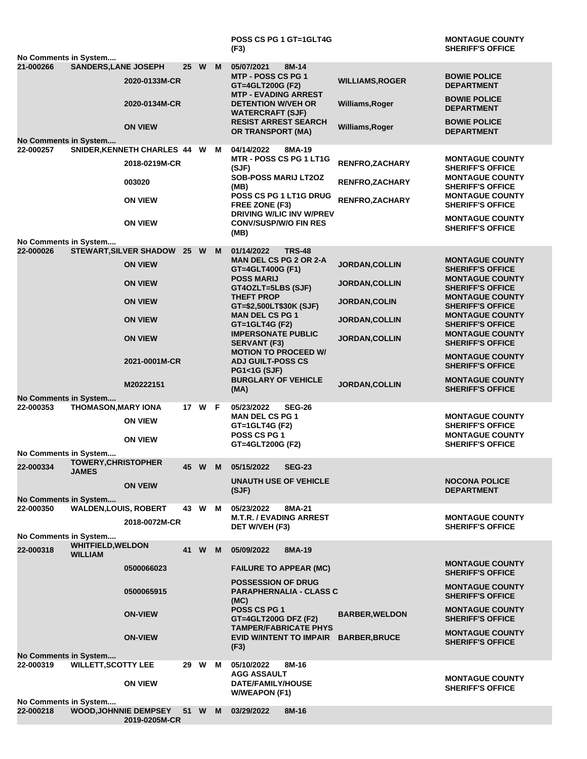| | | | | | | | | |
|---|---|---|---|---|---|---|---|---|
| | | | | | | POSS CS PG 1 GT=1GLT4G (F3) | | MONTAGUE COUNTY SHERIFF'S OFFICE |
| No Comments in System.... | | | | | | | | |
| 21-000266 | SANDERS,LANE JOSEPH | | 25 | W | M | 05/07/2021 8M-14 | | |
| | | 2020-0133M-CR | | | | MTP - POSS CS PG 1 GT=4GLT200G (F2) | WILLIAMS,ROGER | BOWIE POLICE DEPARTMENT |
| | | 2020-0134M-CR | | | | MTP - EVADING ARREST DETENTION W/VEH OR WATERCRAFT (SJF) | Williams,Roger | BOWIE POLICE DEPARTMENT |
| | | ON VIEW | | | | RESIST ARREST SEARCH OR TRANSPORT (MA) | Williams,Roger | BOWIE POLICE DEPARTMENT |
| No Comments in System.... | | | | | | | | |
| 22-000257 | SNIDER,KENNETH CHARLES | | 44 | W | M | 04/14/2022 8MA-19 | | |
| | | 2018-0219M-CR | | | | MTR - POSS CS PG 1 LT1G (SJF) | RENFRO,ZACHARY | MONTAGUE COUNTY SHERIFF'S OFFICE |
| | | 003020 | | | | SOB-POSS MARIJ LT2OZ (MB) | RENFRO,ZACHARY | MONTAGUE COUNTY SHERIFF'S OFFICE |
| | | ON VIEW | | | | POSS CS PG 1 LT1G DRUG FREE ZONE (F3) | RENFRO,ZACHARY | MONTAGUE COUNTY SHERIFF'S OFFICE |
| | | ON VIEW | | | | DRIVING W/LIC INV W/PREV CONV/SUSP/W/O FIN RES (MB) | | MONTAGUE COUNTY SHERIFF'S OFFICE |
| No Comments in System.... | | | | | | | | |
| 22-000026 | STEWART,SILVER SHADOW | | 25 | W | M | 01/14/2022 TRS-48 | | |
| | | ON VIEW | | | | MAN DEL CS PG 2 OR 2-A GT=4GLT400G (F1) | JORDAN,COLLIN | MONTAGUE COUNTY SHERIFF'S OFFICE |
| | | ON VIEW | | | | POSS MARIJ GT4OZLT=5LBS (SJF) | JORDAN,COLLIN | MONTAGUE COUNTY SHERIFF'S OFFICE |
| | | ON VIEW | | | | THEFT PROP GT=$2,500LT$30K (SJF) | JORDAN,COLIN | MONTAGUE COUNTY SHERIFF'S OFFICE |
| | | ON VIEW | | | | MAN DEL CS PG 1 GT=1GLT4G (F2) | JORDAN,COLLIN | MONTAGUE COUNTY SHERIFF'S OFFICE |
| | | ON VIEW | | | | IMPERSONATE PUBLIC SERVANT (F3) | JORDAN,COLLIN | MONTAGUE COUNTY SHERIFF'S OFFICE |
| | | 2021-0001M-CR | | | | MOTION TO PROCEED W/ ADJ GUILT-POSS CS PG1<1G (SJF) | | MONTAGUE COUNTY SHERIFF'S OFFICE |
| | | M20222151 | | | | BURGLARY OF VEHICLE (MA) | JORDAN,COLLIN | MONTAGUE COUNTY SHERIFF'S OFFICE |
| No Comments in System.... | | | | | | | | |
| 22-000353 | THOMASON,MARY IONA | | 17 | W | F | 05/23/2022 SEG-26 | | |
| | | ON VIEW | | | | MAN DEL CS PG 1 GT=1GLT4G (F2) | | MONTAGUE COUNTY SHERIFF'S OFFICE |
| | | ON VIEW | | | | POSS CS PG 1 GT=4GLT200G (F2) | | MONTAGUE COUNTY SHERIFF'S OFFICE |
| No Comments in System.... | | | | | | | | |
| 22-000334 | TOWERY,CHRISTOPHER JAMES | | 45 | W | M | 05/15/2022 SEG-23 | | |
| | | ON VEIW | | | | UNAUTH USE OF VEHICLE (SJF) | | NOCONA POLICE DEPARTMENT |
| No Comments in System.... | | | | | | | | |
| 22-000350 | WALDEN,LOUIS, ROBERT | | 43 | W | M | 05/23/2022 8MA-21 | | |
| | | 2018-0072M-CR | | | | M.T.R. / EVADING ARREST DET W/VEH (F3) | | MONTAGUE COUNTY SHERIFF'S OFFICE |
| No Comments in System.... | | | | | | | | |
| 22-000318 | WHITFIELD,WELDON WILLIAM | | 41 | W | M | 05/09/2022 8MA-19 | | |
| | | 0500066023 | | | | FAILURE TO APPEAR (MC) | | MONTAGUE COUNTY SHERIFF'S OFFICE |
| | | 0500065915 | | | | POSSESSION OF DRUG PARAPHERNALIA - CLASS C (MC) | | MONTAGUE COUNTY SHERIFF'S OFFICE |
| | | ON-VIEW | | | | POSS CS PG 1 GT=4GLT200G DFZ (F2) | BARBER,WELDON | MONTAGUE COUNTY SHERIFF'S OFFICE |
| | | ON-VIEW | | | | TAMPER/FABRICATE PHYS EVID W/INTENT TO IMPAIR (F3) | BARBER,BRUCE | MONTAGUE COUNTY SHERIFF'S OFFICE |
| No Comments in System.... | | | | | | | | |
| 22-000319 | WILLETT,SCOTTY LEE | | 29 | W | M | 05/10/2022 8M-16 | | |
| | | ON VIEW | | | | AGG ASSAULT DATE/FAMILY/HOUSE W/WEAPON (F1) | | MONTAGUE COUNTY SHERIFF'S OFFICE |
| No Comments in System.... | | | | | | | | |
| 22-000218 | WOOD,JOHNNIE DEMPSEY | | 51 | W | M | 03/29/2022 8M-16 | | |
| | | 2019-0205M-CR | | | | | | |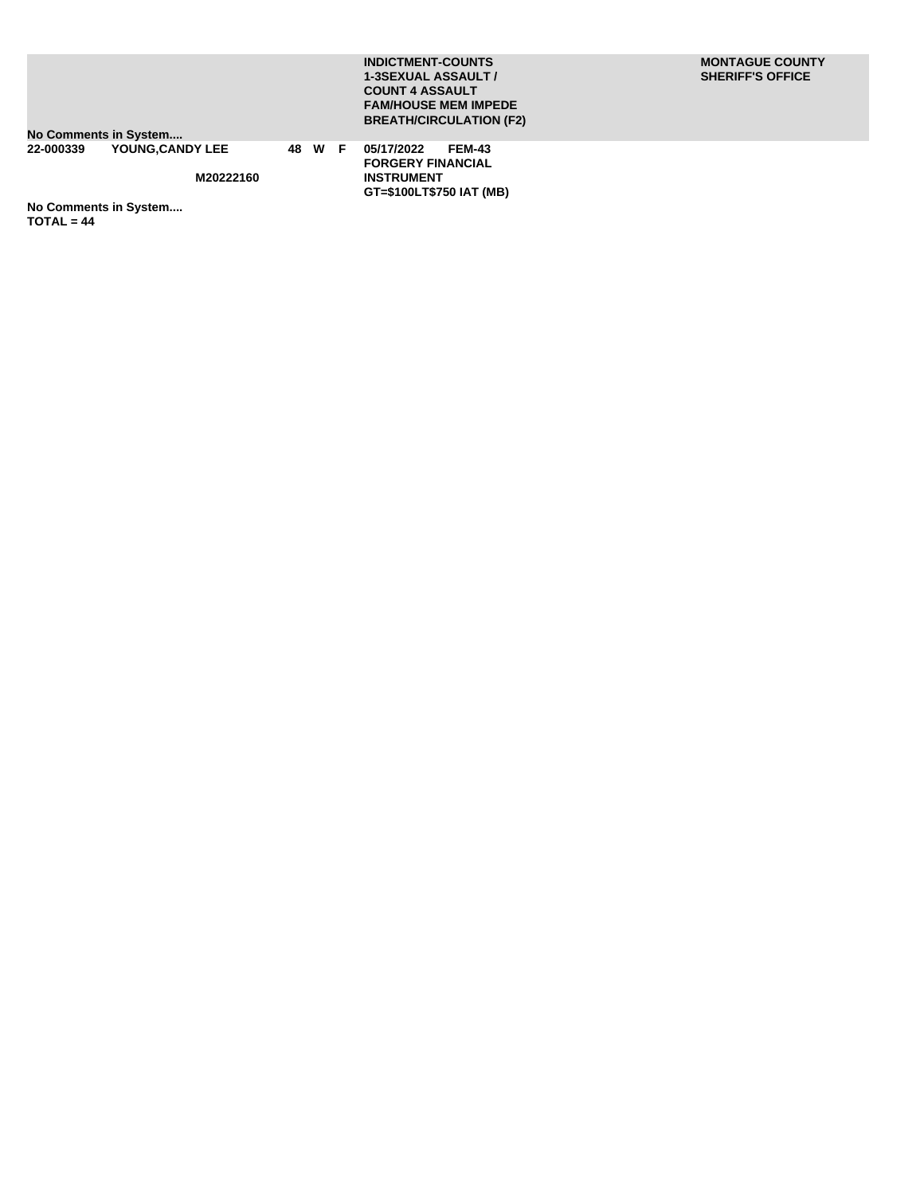| | | | | | | |
|---|---|---|---|---|---|---|
| | | | | | INDICTMENT-COUNTS 1-3SEXUAL ASSAULT / COUNT 4 ASSAULT FAM/HOUSE MEM IMPEDE BREATH/CIRCULATION (F2) | MONTAGUE COUNTY SHERIFF'S OFFICE |

**No Comments in System....**

| | | | | | | |
|---|---|---|---|---|---|---|
| **22-000339** | **YOUNG,CANDY LEE** M20222160 | **48** | **W** | **F** | **05/17/2022 FEM-43** FORGERY FINANCIAL INSTRUMENT GT=$100LT$750 IAT (MB) | |

**No Comments in System....**

**TOTAL = 44**